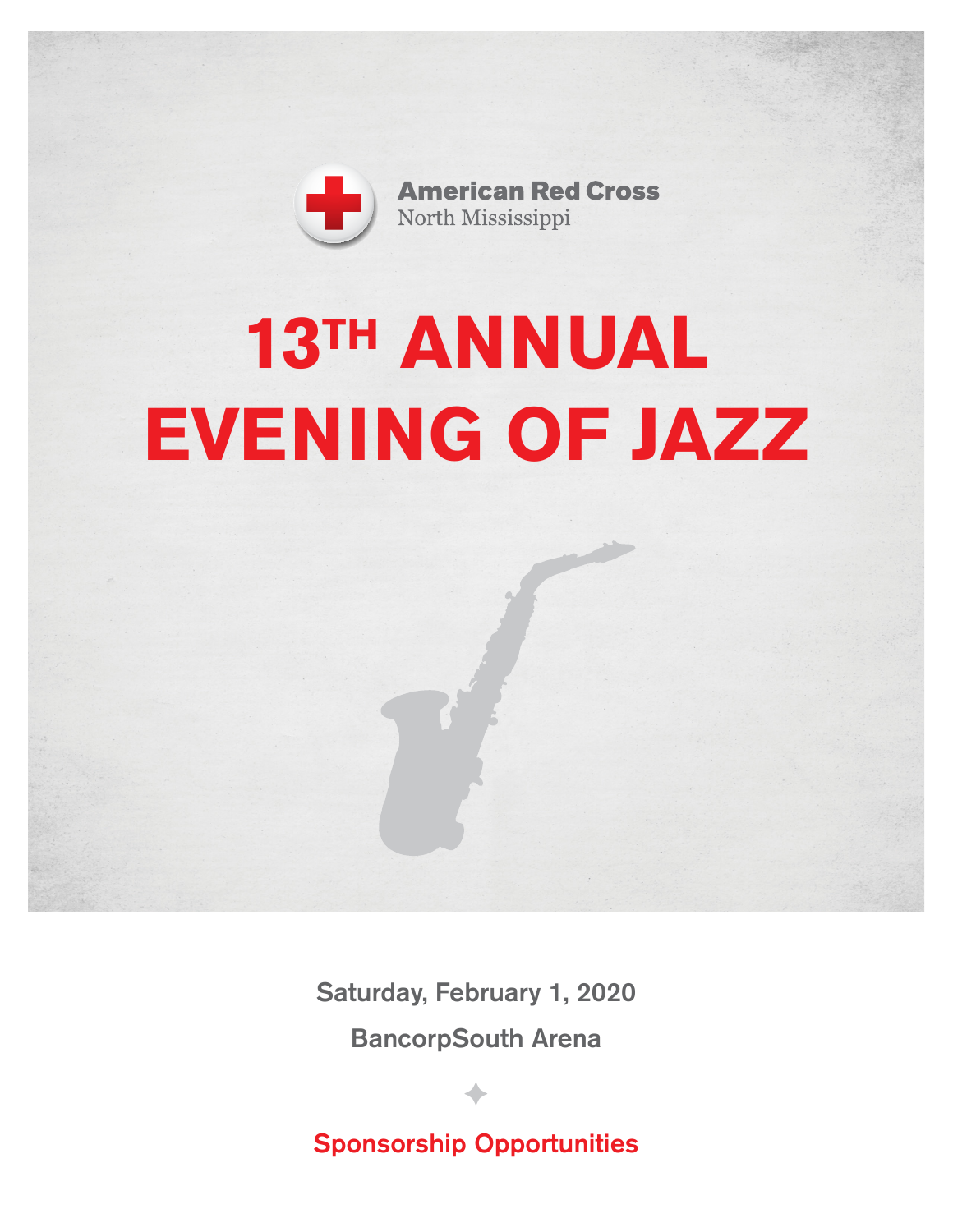American Red Cross
North Mississippi

# 13TH ANNUAL EVENING OF JAZZ

Saturday, February 1, 2020

BancorpSouth Arena

## Sponsorship Opportunities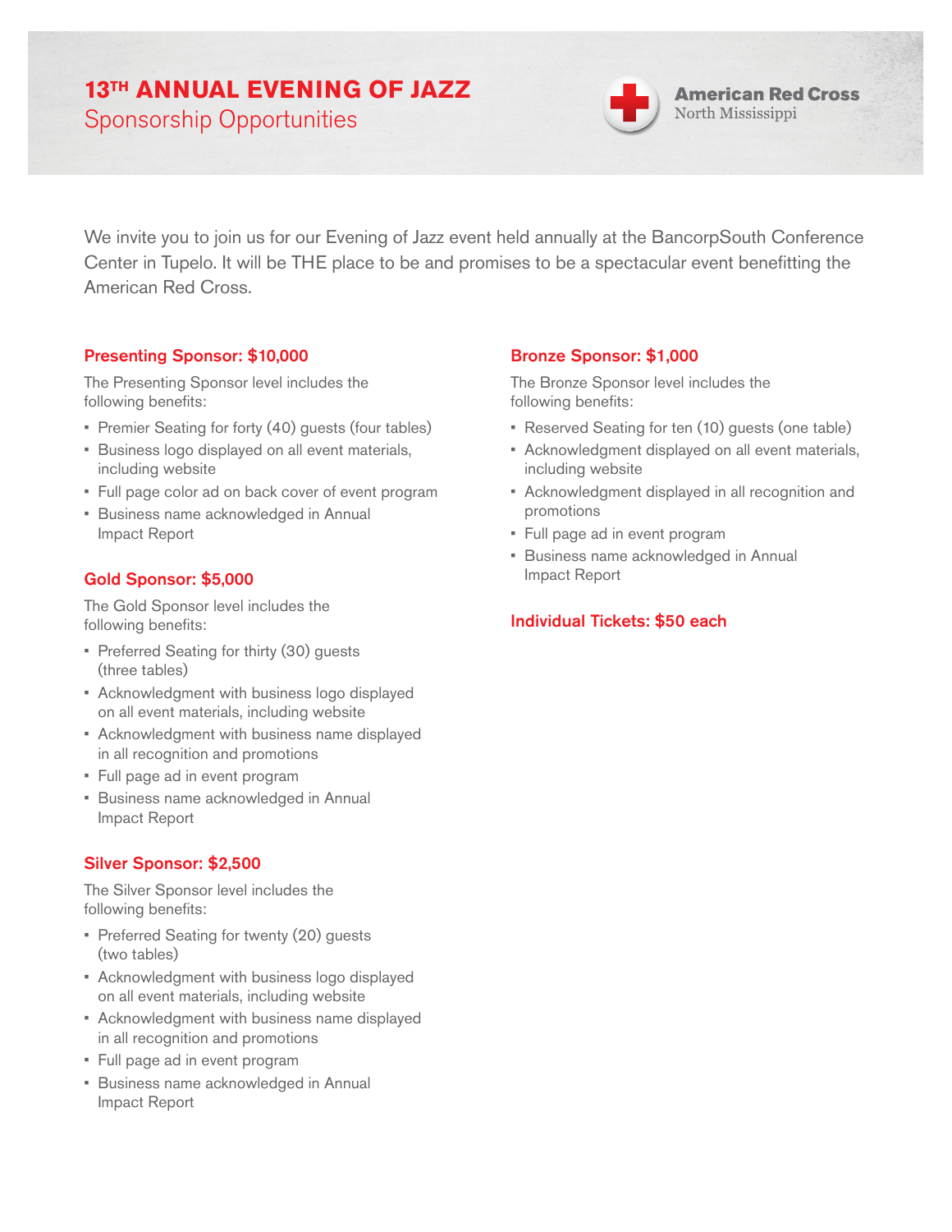# 13TH ANNUAL EVENING OF JAZZ

## Sponsorship Opportunities

American Red Cross
North Mississippi

We invite you to join us for our Evening of Jazz event held annually at the BancorpSouth Conference Center in Tupelo. It will be THE place to be and promises to be a spectacular event benefitting the American Red Cross.

### Presenting Sponsor: $10,000

The Presenting Sponsor level includes the following benefits:

- Premier Seating for forty (40) guests (four tables)
- Business logo displayed on all event materials, including website
- Full page color ad on back cover of event program
- Business name acknowledged in Annual Impact Report

### Gold Sponsor: $5,000

The Gold Sponsor level includes the following benefits:

- Preferred Seating for thirty (30) guests (three tables)
- Acknowledgment with business logo displayed on all event materials, including website
- Acknowledgment with business name displayed in all recognition and promotions
- Full page ad in event program
- Business name acknowledged in Annual Impact Report

### Silver Sponsor: $2,500

The Silver Sponsor level includes the following benefits:

- Preferred Seating for twenty (20) guests (two tables)
- Acknowledgment with business logo displayed on all event materials, including website
- Acknowledgment with business name displayed in all recognition and promotions
- Full page ad in event program
- Business name acknowledged in Annual Impact Report

### Bronze Sponsor: $1,000

The Bronze Sponsor level includes the following benefits:

- Reserved Seating for ten (10) guests (one table)
- Acknowledgment displayed on all event materials, including website
- Acknowledgment displayed in all recognition and promotions
- Full page ad in event program
- Business name acknowledged in Annual Impact Report

### Individual Tickets: $50 each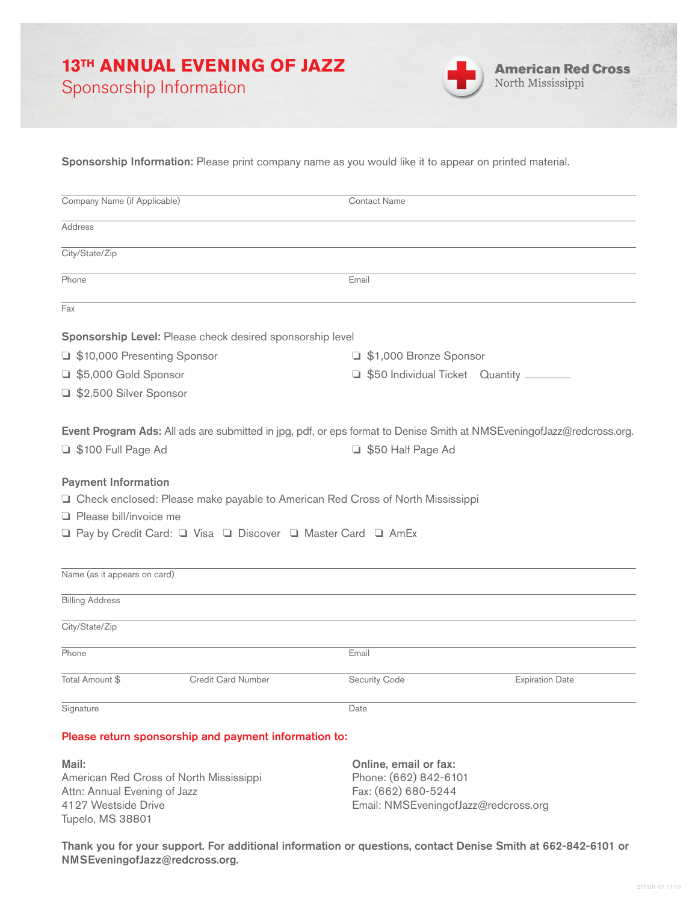# 13TH ANNUAL EVENING OF JAZZ

## Sponsorship Information

American Red Cross
North Mississippi

**Sponsorship Information:** Please print company name as you would like it to appear on printed material.

Company Name (if Applicable) _______________ Contact Name _______________

Address _______________

City/State/Zip _______________

Phone _______________ Email _______________

Fax _______________

**Sponsorship Level:** Please check desired sponsorship level

- ❏ $10,000 Presenting Sponsor
- ❏ $5,000 Gold Sponsor
- ❏ $2,500 Silver Sponsor
- ❏ $1,000 Bronze Sponsor
- ❏ $50 Individual Ticket  Quantity ________

**Event Program Ads:** All ads are submitted in jpg, pdf, or eps format to Denise Smith at NMSEveningofJazz@redcross.org.

- ❏ $100 Full Page Ad
- ❏ $50 Half Page Ad

**Payment Information**

- ❏ Check enclosed: Please make payable to American Red Cross of North Mississippi
- ❏ Please bill/invoice me
- ❏ Pay by Credit Card: ❏ Visa ❏ Discover ❏ Master Card ❏ AmEx

Name (as it appears on card) _______________

Billing Address _______________

City/State/Zip _______________

Phone _______________ Email _______________

Total Amount $ _______________ Credit Card Number _______________ Security Code _______________ Expiration Date _______________

Signature _______________ Date _______________

**Please return sponsorship and payment information to:**

**Mail:**
American Red Cross of North Mississippi
Attn: Annual Evening of Jazz
4127 Westside Drive
Tupelo, MS 38801

**Online, email or fax:**
Phone: (662) 842-6101
Fax: (662) 680-5244
Email: NMSEveningofJazz@redcross.org

**Thank you for your support. For additional information or questions, contact Denise Smith at 662-842-6101 or NMSEveningofJazz@redcross.org.**

277301-01 11/19